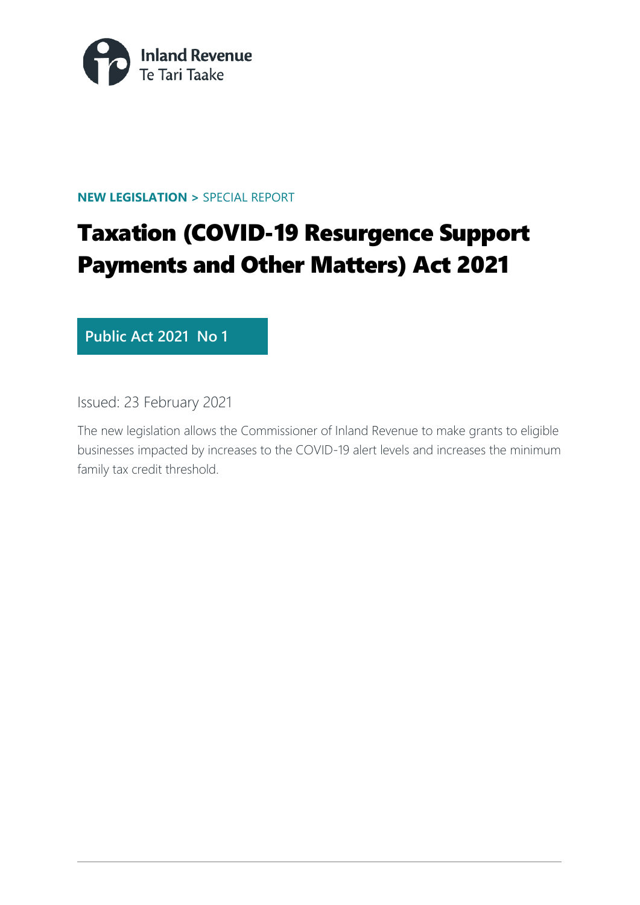Inland Revenue
Te Tari Taake

**NEW LEGISLATION >** SPECIAL REPORT

# Taxation (COVID-19 Resurgence Support Payments and Other Matters) Act 2021

**Public Act 2021 No 1**

Issued: 23 February 2021

The new legislation allows the Commissioner of Inland Revenue to make grants to eligible businesses impacted by increases to the COVID-19 alert levels and increases the minimum family tax credit threshold.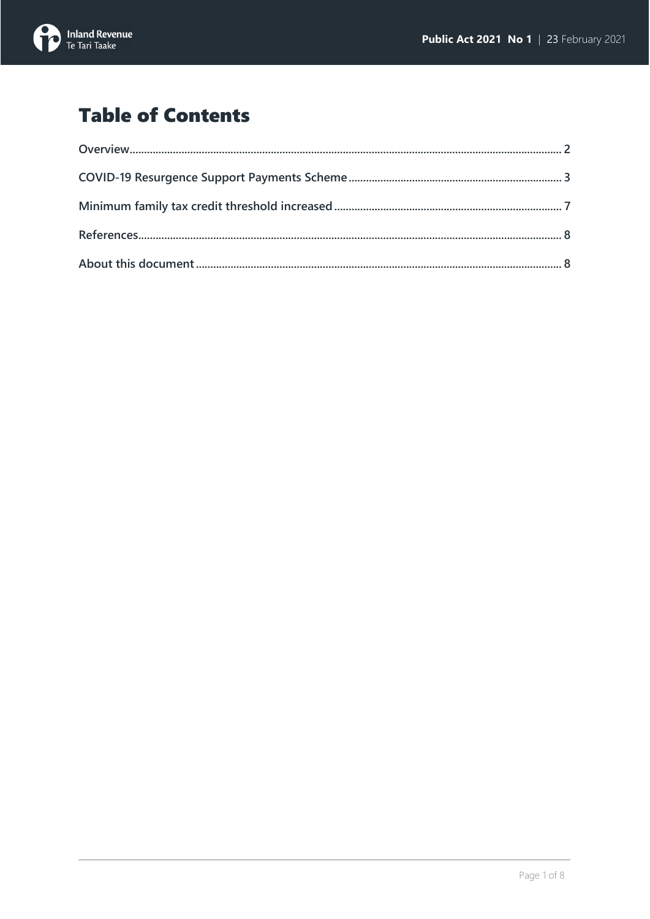# Table of Contents

Overview .......... 2

COVID-19 Resurgence Support Payments Scheme .......... 3

Minimum family tax credit threshold increased .......... 7

References .......... 8

About this document .......... 8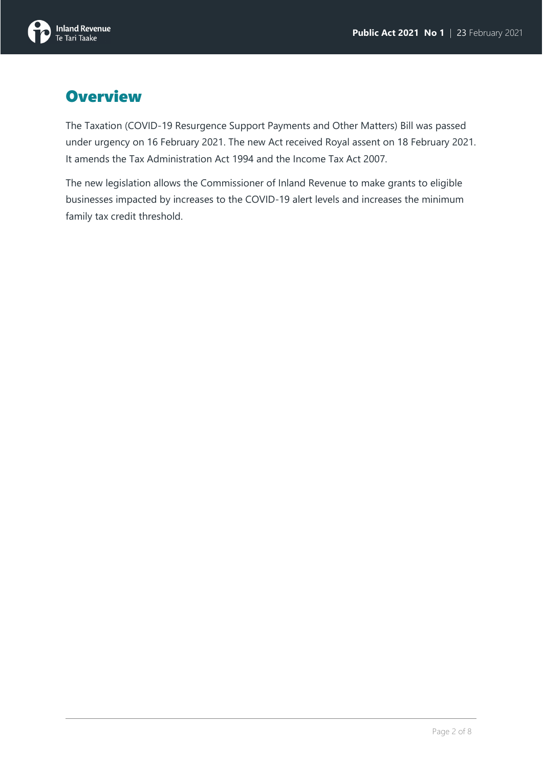# Overview

The Taxation (COVID-19 Resurgence Support Payments and Other Matters) Bill was passed under urgency on 16 February 2021. The new Act received Royal assent on 18 February 2021. It amends the Tax Administration Act 1994 and the Income Tax Act 2007.

The new legislation allows the Commissioner of Inland Revenue to make grants to eligible businesses impacted by increases to the COVID-19 alert levels and increases the minimum family tax credit threshold.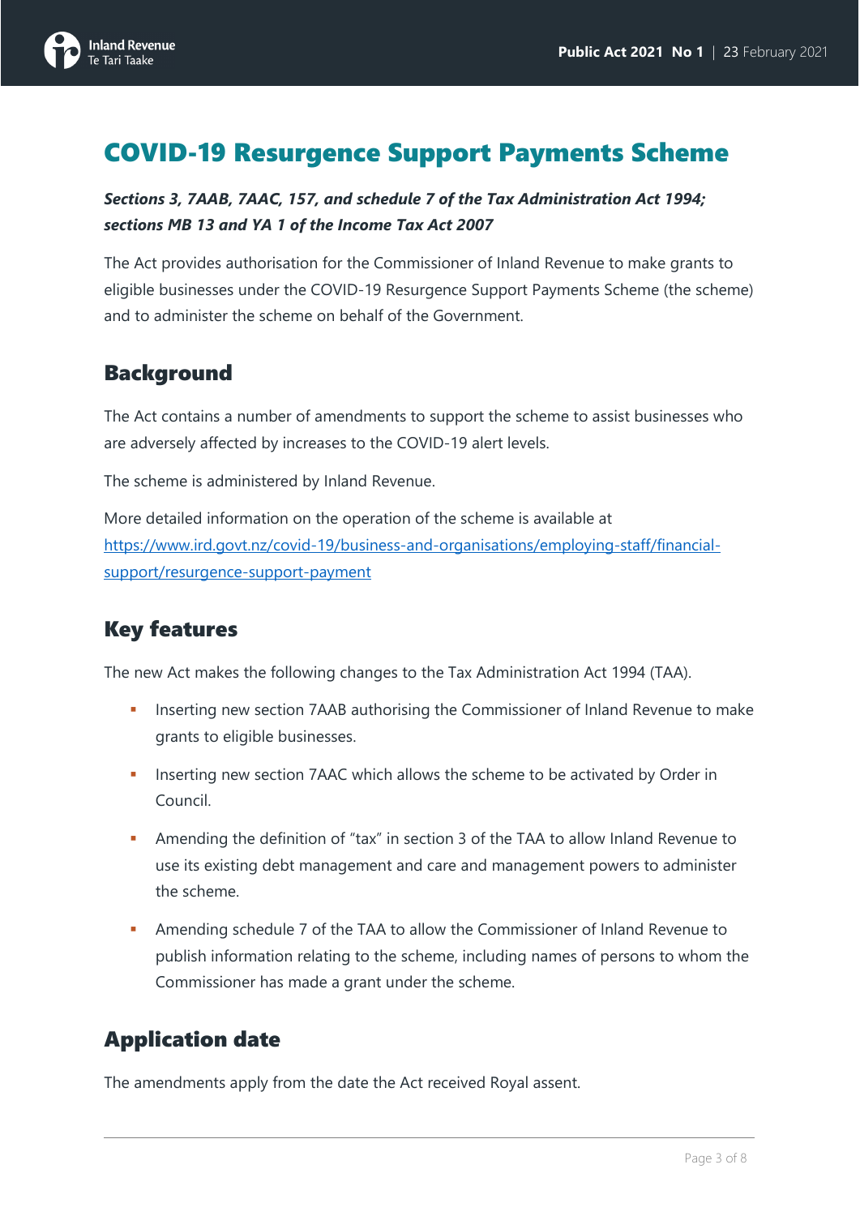# COVID-19 Resurgence Support Payments Scheme

***Sections 3, 7AAB, 7AAC, 157, and schedule 7 of the Tax Administration Act 1994; sections MB 13 and YA 1 of the Income Tax Act 2007***

The Act provides authorisation for the Commissioner of Inland Revenue to make grants to eligible businesses under the COVID-19 Resurgence Support Payments Scheme (the scheme) and to administer the scheme on behalf of the Government.

## Background

The Act contains a number of amendments to support the scheme to assist businesses who are adversely affected by increases to the COVID-19 alert levels.

The scheme is administered by Inland Revenue.

More detailed information on the operation of the scheme is available at [https://www.ird.govt.nz/covid-19/business-and-organisations/employing-staff/financial-support/resurgence-support-payment](https://www.ird.govt.nz/covid-19/business-and-organisations/employing-staff/financial-support/resurgence-support-payment)

## Key features

The new Act makes the following changes to the Tax Administration Act 1994 (TAA).

- Inserting new section 7AAB authorising the Commissioner of Inland Revenue to make grants to eligible businesses.
- Inserting new section 7AAC which allows the scheme to be activated by Order in Council.
- Amending the definition of "tax" in section 3 of the TAA to allow Inland Revenue to use its existing debt management and care and management powers to administer the scheme.
- Amending schedule 7 of the TAA to allow the Commissioner of Inland Revenue to publish information relating to the scheme, including names of persons to whom the Commissioner has made a grant under the scheme.

## Application date

The amendments apply from the date the Act received Royal assent.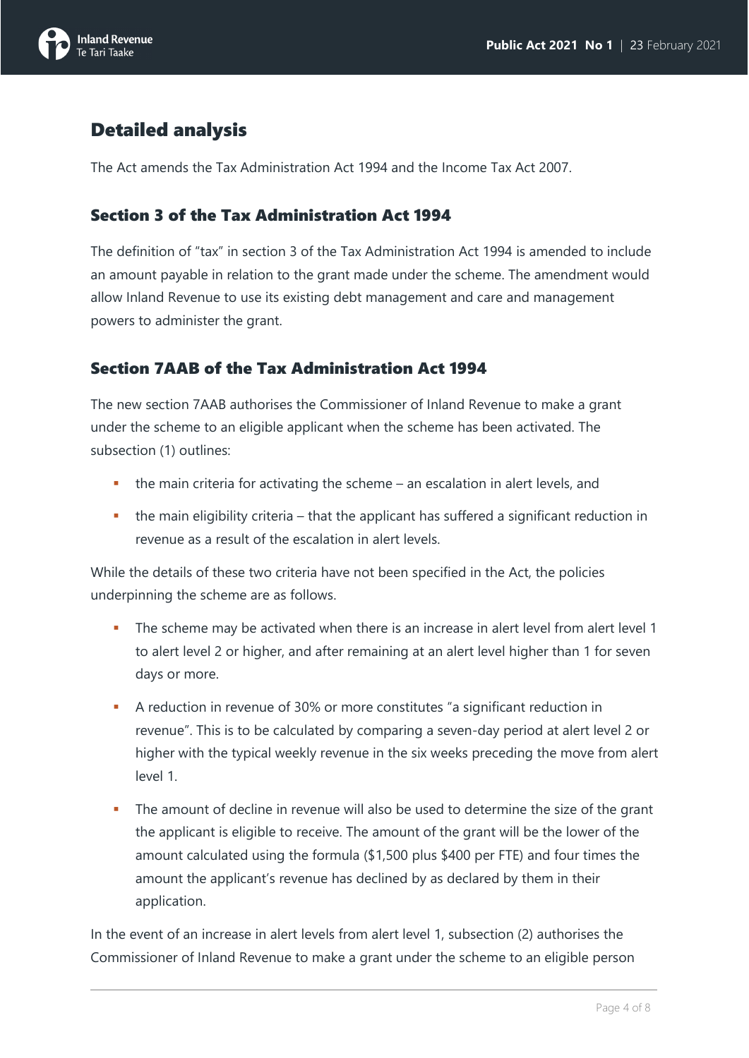## Detailed analysis

The Act amends the Tax Administration Act 1994 and the Income Tax Act 2007.

### Section 3 of the Tax Administration Act 1994

The definition of "tax" in section 3 of the Tax Administration Act 1994 is amended to include an amount payable in relation to the grant made under the scheme. The amendment would allow Inland Revenue to use its existing debt management and care and management powers to administer the grant.

### Section 7AAB of the Tax Administration Act 1994

The new section 7AAB authorises the Commissioner of Inland Revenue to make a grant under the scheme to an eligible applicant when the scheme has been activated. The subsection (1) outlines:

- the main criteria for activating the scheme – an escalation in alert levels, and
- the main eligibility criteria – that the applicant has suffered a significant reduction in revenue as a result of the escalation in alert levels.

While the details of these two criteria have not been specified in the Act, the policies underpinning the scheme are as follows.

- The scheme may be activated when there is an increase in alert level from alert level 1 to alert level 2 or higher, and after remaining at an alert level higher than 1 for seven days or more.
- A reduction in revenue of 30% or more constitutes "a significant reduction in revenue". This is to be calculated by comparing a seven-day period at alert level 2 or higher with the typical weekly revenue in the six weeks preceding the move from alert level 1.
- The amount of decline in revenue will also be used to determine the size of the grant the applicant is eligible to receive. The amount of the grant will be the lower of the amount calculated using the formula ($1,500 plus $400 per FTE) and four times the amount the applicant's revenue has declined by as declared by them in their application.

In the event of an increase in alert levels from alert level 1, subsection (2) authorises the Commissioner of Inland Revenue to make a grant under the scheme to an eligible person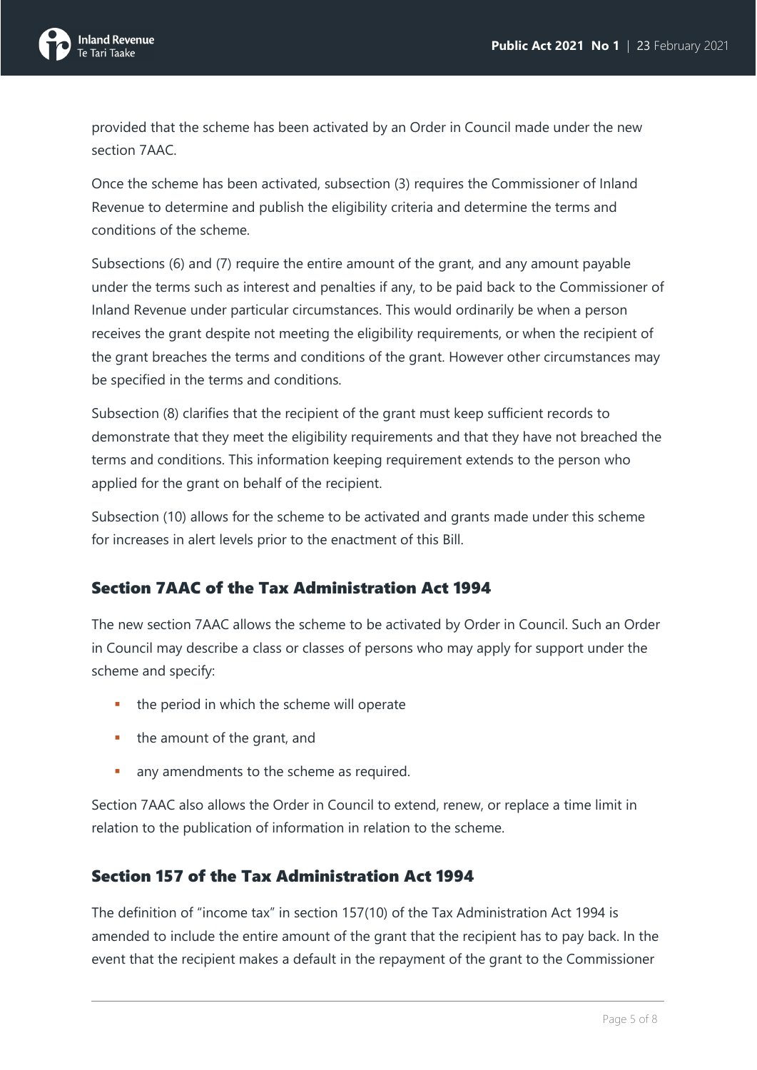provided that the scheme has been activated by an Order in Council made under the new section 7AAC.

Once the scheme has been activated, subsection (3) requires the Commissioner of Inland Revenue to determine and publish the eligibility criteria and determine the terms and conditions of the scheme.

Subsections (6) and (7) require the entire amount of the grant, and any amount payable under the terms such as interest and penalties if any, to be paid back to the Commissioner of Inland Revenue under particular circumstances. This would ordinarily be when a person receives the grant despite not meeting the eligibility requirements, or when the recipient of the grant breaches the terms and conditions of the grant. However other circumstances may be specified in the terms and conditions.

Subsection (8) clarifies that the recipient of the grant must keep sufficient records to demonstrate that they meet the eligibility requirements and that they have not breached the terms and conditions. This information keeping requirement extends to the person who applied for the grant on behalf of the recipient.

Subsection (10) allows for the scheme to be activated and grants made under this scheme for increases in alert levels prior to the enactment of this Bill.

## Section 7AAC of the Tax Administration Act 1994

The new section 7AAC allows the scheme to be activated by Order in Council. Such an Order in Council may describe a class or classes of persons who may apply for support under the scheme and specify:

- the period in which the scheme will operate
- the amount of the grant, and
- any amendments to the scheme as required.

Section 7AAC also allows the Order in Council to extend, renew, or replace a time limit in relation to the publication of information in relation to the scheme.

## Section 157 of the Tax Administration Act 1994

The definition of "income tax" in section 157(10) of the Tax Administration Act 1994 is amended to include the entire amount of the grant that the recipient has to pay back. In the event that the recipient makes a default in the repayment of the grant to the Commissioner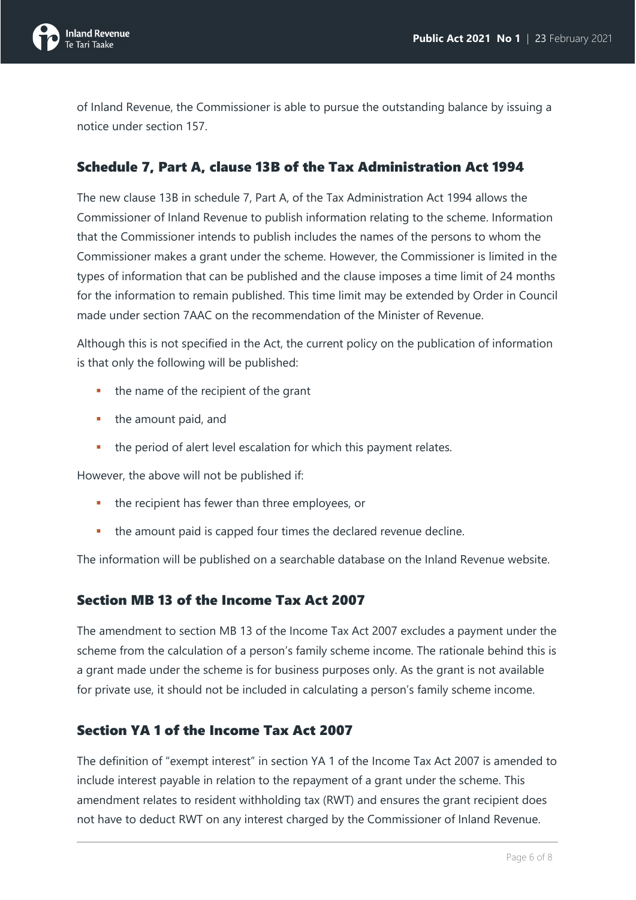of Inland Revenue, the Commissioner is able to pursue the outstanding balance by issuing a notice under section 157.

## Schedule 7, Part A, clause 13B of the Tax Administration Act 1994

The new clause 13B in schedule 7, Part A, of the Tax Administration Act 1994 allows the Commissioner of Inland Revenue to publish information relating to the scheme. Information that the Commissioner intends to publish includes the names of the persons to whom the Commissioner makes a grant under the scheme. However, the Commissioner is limited in the types of information that can be published and the clause imposes a time limit of 24 months for the information to remain published. This time limit may be extended by Order in Council made under section 7AAC on the recommendation of the Minister of Revenue.

Although this is not specified in the Act, the current policy on the publication of information is that only the following will be published:

- the name of the recipient of the grant
- the amount paid, and
- the period of alert level escalation for which this payment relates.

However, the above will not be published if:

- the recipient has fewer than three employees, or
- the amount paid is capped four times the declared revenue decline.

The information will be published on a searchable database on the Inland Revenue website.

## Section MB 13 of the Income Tax Act 2007

The amendment to section MB 13 of the Income Tax Act 2007 excludes a payment under the scheme from the calculation of a person's family scheme income. The rationale behind this is a grant made under the scheme is for business purposes only. As the grant is not available for private use, it should not be included in calculating a person's family scheme income.

## Section YA 1 of the Income Tax Act 2007

The definition of "exempt interest" in section YA 1 of the Income Tax Act 2007 is amended to include interest payable in relation to the repayment of a grant under the scheme. This amendment relates to resident withholding tax (RWT) and ensures the grant recipient does not have to deduct RWT on any interest charged by the Commissioner of Inland Revenue.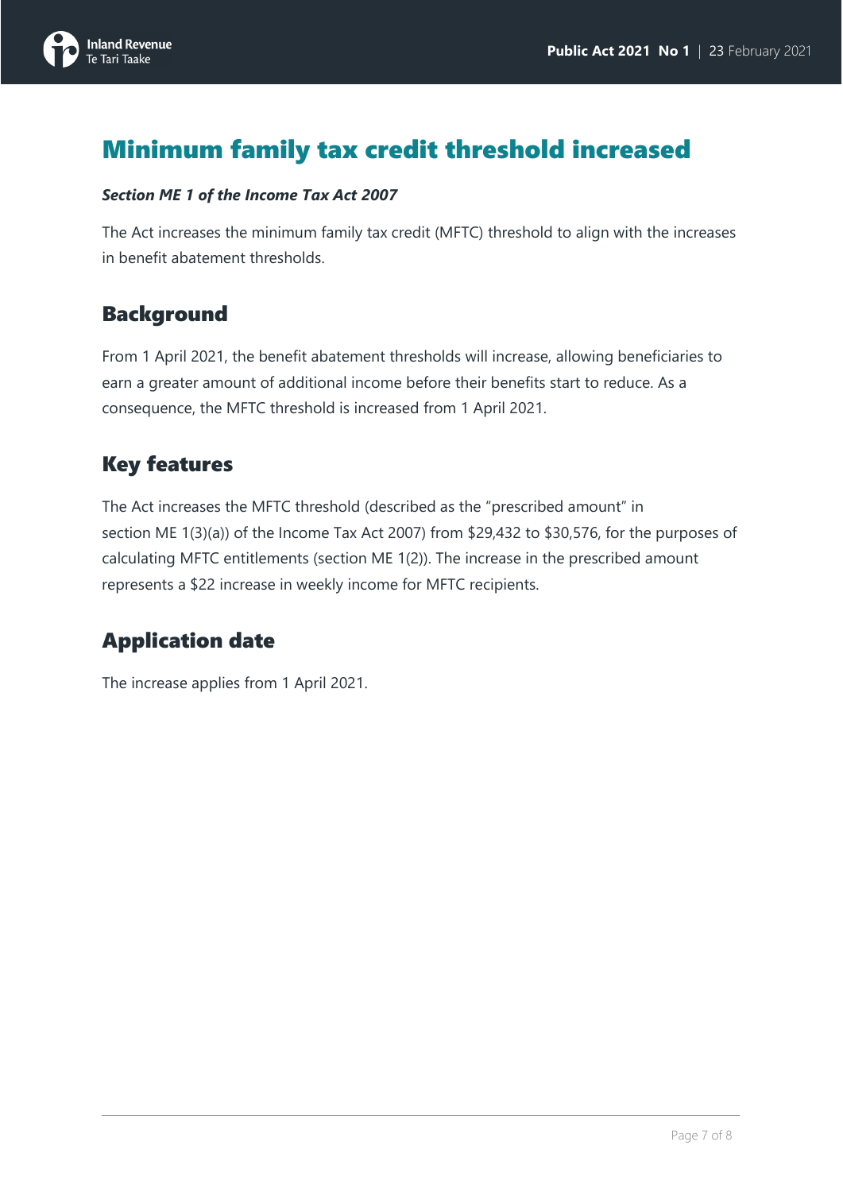# Minimum family tax credit threshold increased

***Section ME 1 of the Income Tax Act 2007***

The Act increases the minimum family tax credit (MFTC) threshold to align with the increases in benefit abatement thresholds.

## Background

From 1 April 2021, the benefit abatement thresholds will increase, allowing beneficiaries to earn a greater amount of additional income before their benefits start to reduce. As a consequence, the MFTC threshold is increased from 1 April 2021.

## Key features

The Act increases the MFTC threshold (described as the "prescribed amount" in section ME 1(3)(a)) of the Income Tax Act 2007) from $29,432 to $30,576, for the purposes of calculating MFTC entitlements (section ME 1(2)). The increase in the prescribed amount represents a $22 increase in weekly income for MFTC recipients.

## Application date

The increase applies from 1 April 2021.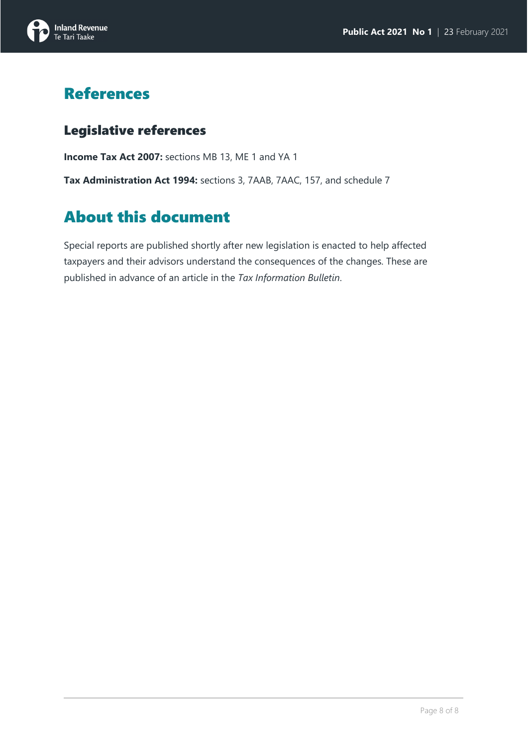# References

## Legislative references

**Income Tax Act 2007:** sections MB 13, ME 1 and YA 1

**Tax Administration Act 1994:** sections 3, 7AAB, 7AAC, 157, and schedule 7

# About this document

Special reports are published shortly after new legislation is enacted to help affected taxpayers and their advisors understand the consequences of the changes. These are published in advance of an article in the *Tax Information Bulletin*.